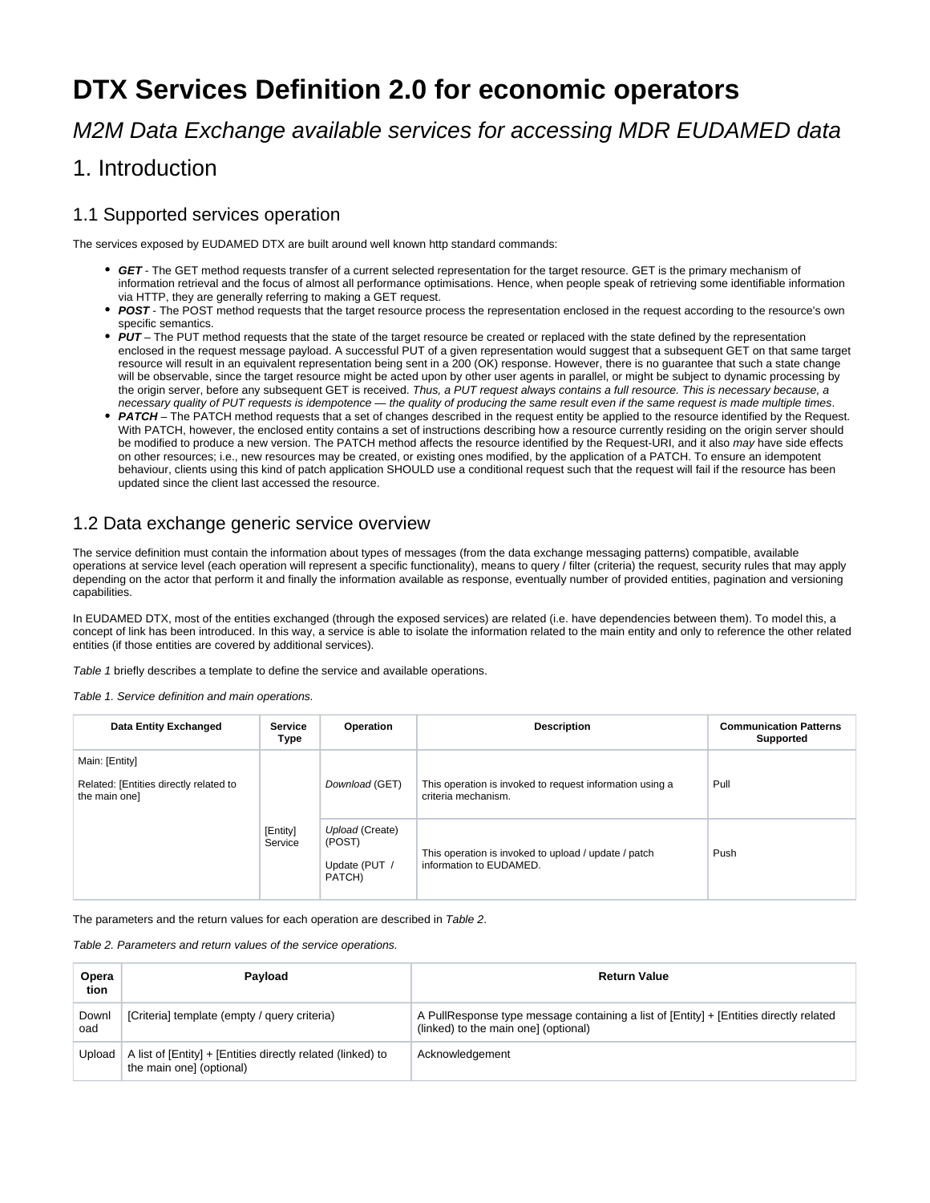# DTX Services Definition 2.0 for economic operators

## *M2M Data Exchange available services for accessing MDR EUDAMED data*

## 1. Introduction

### 1.1 Supported services operation

The services exposed by EUDAMED DTX are built around well known http standard commands:

- ***GET*** - The GET method requests transfer of a current selected representation for the target resource. GET is the primary mechanism of information retrieval and the focus of almost all performance optimisations. Hence, when people speak of retrieving some identifiable information via HTTP, they are generally referring to making a GET request.
- ***POST*** - The POST method requests that the target resource process the representation enclosed in the request according to the resource's own specific semantics.
- ***PUT*** – The PUT method requests that the state of the target resource be created or replaced with the state defined by the representation enclosed in the request message payload. A successful PUT of a given representation would suggest that a subsequent GET on that same target resource will result in an equivalent representation being sent in a 200 (OK) response. However, there is no guarantee that such a state change will be observable, since the target resource might be acted upon by other user agents in parallel, or might be subject to dynamic processing by the origin server, before any subsequent GET is received. *Thus, a PUT request always contains a full resource. This is necessary because, a necessary quality of PUT requests is idempotence — the quality of producing the same result even if the same request is made multiple times*.
- ***PATCH*** – The PATCH method requests that a set of changes described in the request entity be applied to the resource identified by the Request. With PATCH, however, the enclosed entity contains a set of instructions describing how a resource currently residing on the origin server should be modified to produce a new version. The PATCH method affects the resource identified by the Request-URI, and it also *may* have side effects on other resources; i.e., new resources may be created, or existing ones modified, by the application of a PATCH. To ensure an idempotent behaviour, clients using this kind of patch application SHOULD use a conditional request such that the request will fail if the resource has been updated since the client last accessed the resource.

### 1.2 Data exchange generic service overview

The service definition must contain the information about types of messages (from the data exchange messaging patterns) compatible, available operations at service level (each operation will represent a specific functionality), means to query / filter (criteria) the request, security rules that may apply depending on the actor that perform it and finally the information available as response, eventually number of provided entities, pagination and versioning capabilities.

In EUDAMED DTX, most of the entities exchanged (through the exposed services) are related (i.e. have dependencies between them). To model this, a concept of link has been introduced. In this way, a service is able to isolate the information related to the main entity and only to reference the other related entities (if those entities are covered by additional services).

*Table 1* briefly describes a template to define the service and available operations.

*Table 1. Service definition and main operations.*

| Data Entity Exchanged | Service Type | Operation | Description | Communication Patterns Supported |
|---|---|---|---|---|
| Main: [Entity]<br><br>Related: [Entities directly related to the main one] | [Entity] Service | *Download* (GET) | This operation is invoked to request information using a criteria mechanism. | Pull |
| | | *Upload* (Create) (POST)<br><br>Update (PUT / PATCH) | This operation is invoked to upload / update / patch information to EUDAMED. | Push |

The parameters and the return values for each operation are described in *Table 2*.

*Table 2. Parameters and return values of the service operations.*

| Operation | Payload | Return Value |
|---|---|---|
| Download | [Criteria] template (empty / query criteria) | A PullResponse type message containing a list of [Entity] + [Entities directly related (linked) to the main one] (optional) |
| Upload | A list of [Entity] + [Entities directly related (linked) to the main one] (optional) | Acknowledgement |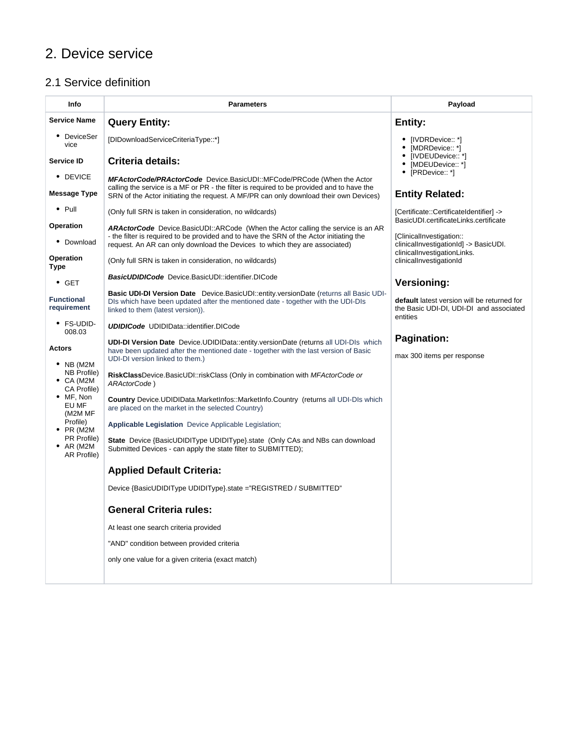# 2. Device service

## 2.1 Service definition

| Info | Parameters | Payload |
|---|---|---|
| **Service Name**<br>• DeviceService<br><br>**Service ID**<br>• DEVICE<br><br>**Message Type**<br>• Pull<br><br>**Operation**<br>• Download<br><br>**Operation Type**<br>• GET<br><br>**Functional requirement**<br>• FS-UDID-008.03<br><br>**Actors**<br>• NB (M2M NB Profile)<br>• CA (M2M CA Profile)<br>• MF, Non EU MF (M2M MF Profile)<br>• PR (M2M PR Profile)<br>• AR (M2M AR Profile) | **Query Entity:**<br><br>[DIDownloadServiceCriteriaType::*]<br><br>**Criteria details:**<br><br>***MFActorCode/PRActorCode*** Device.BasicUDI::MFCode/PRCode (When the Actor calling the service is a MF or PR - the filter is required to be provided and to have the SRN of the Actor initiating the request. A MF/PR can only download their own Devices)<br><br>(Only full SRN is taken in consideration, no wildcards)<br><br>***ARActorCode*** Device.BasicUDI::ARCode (When the Actor calling the service is an AR - the filter is required to be provided and to have the SRN of the Actor initiating the request. An AR can only download the Devices to which they are associated)<br><br>(Only full SRN is taken in consideration, no wildcards)<br><br>***BasicUDIDICode*** Device.BasicUDI::identifier.DICode<br><br>**Basic UDI-DI Version Date** Device.BasicUDI::entity.versionDate (returns all Basic UDI-DIs which have been updated after the mentioned date - together with the UDI-DIs linked to them (latest version)).<br><br>***UDIDICode*** UDIDIData::identifier.DICode<br><br>**UDI-DI Version Date** Device.UDIDIData::entity.versionDate (returns all UDI-DIs which have been updated after the mentioned date - together with the last version of Basic UDI-DI version linked to them.)<br><br>**RiskClass**Device.BasicUDI::riskClass (Only in combination with *MFActorCode or ARActorCode* )<br><br>**Country** Device.UDIDIData.MarketInfos::MarketInfo.Country (returns all UDI-DIs which are placed on the market in the selected Country)<br><br>**Applicable Legislation** Device Applicable Legislation;<br><br>**State** Device {BasicUDIDIType UDIDIType}.state (Only CAs and NBs can download Submitted Devices - can apply the state filter to SUBMITTED);<br><br>**Applied Default Criteria:**<br><br>Device {BasicUDIDIType UDIDIType}.state ="REGISTRED / SUBMITTED"<br><br>**General Criteria rules:**<br><br>At least one search criteria provided<br><br>"AND" condition between provided criteria<br><br>only one value for a given criteria (exact match) | **Entity:**<br><br>• [IVDRDevice:: *]<br>• [MDRDevice:: *]<br>• [IVDEUDevice:: *]<br>• [MDEUDevice:: *]<br>• [PRDevice:: *]<br><br>**Entity Related:**<br><br>[Certificate::CertificateIdentifier] -> BasicUDI.certificateLinks.certificate<br><br>[ClinicalInvestigation:: clinicalInvestigationId] -> BasicUDI. clinicalInvestigationLinks. clinicalInvestigationId<br><br>**Versioning:**<br><br>**default** latest version will be returned for the Basic UDI-DI, UDI-DI and associated entities<br><br>**Pagination:**<br><br>max 300 items per response |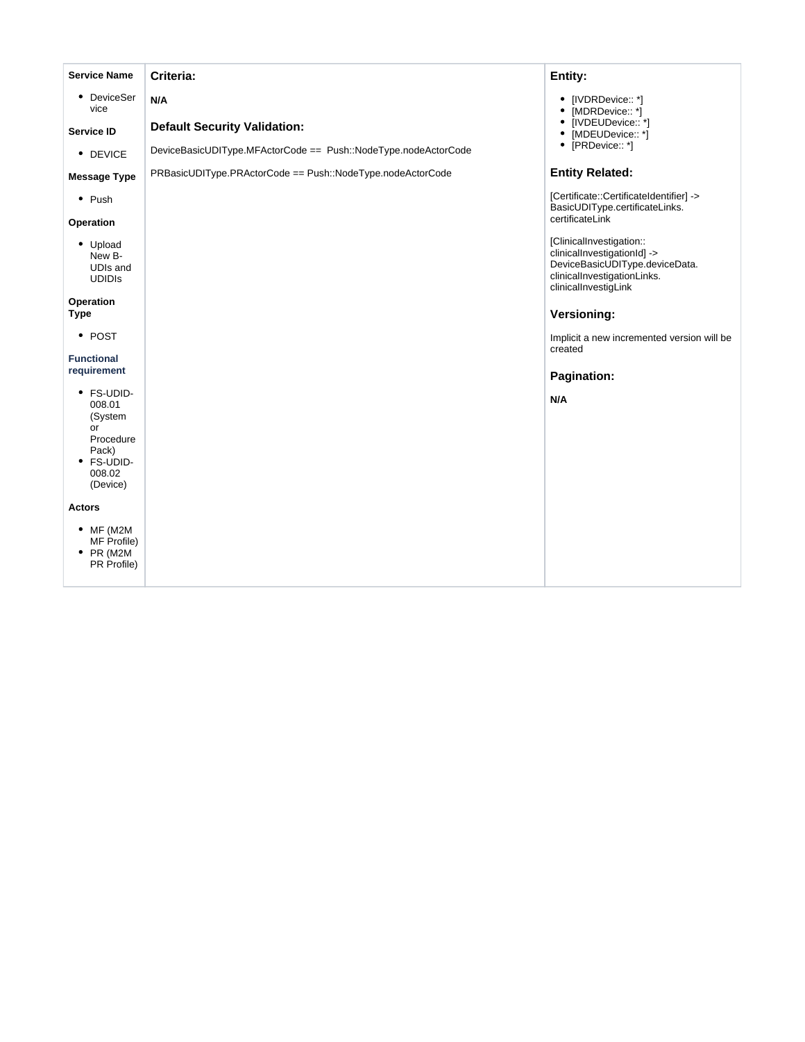| Service Name | Criteria: | Entity: |
| --- | --- | --- |
| **Service Name**<br><br>• DeviceService<br><br>**Service ID**<br><br>• DEVICE<br><br>**Message Type**<br><br>• Push<br><br>**Operation**<br><br>• Upload New B-UDIs and UDIDIs<br><br>**Operation Type**<br><br>• POST<br><br>**Functional requirement**<br><br>• FS-UDID-008.01 (System or Procedure Pack)<br>• FS-UDID-008.02 (Device)<br><br>**Actors**<br><br>• MF (M2M MF Profile)<br>• PR (M2M PR Profile) | **Criteria:**<br><br>**N/A**<br><br>**Default Security Validation:**<br><br>DeviceBasicUDIType.MFActorCode == Push::NodeType.nodeActorCode<br><br>PRBasicUDIType.PRActorCode == Push::NodeType.nodeActorCode | **Entity:**<br><br>• [IVDRDevice:: *]<br>• [MDRDevice:: *]<br>• [IVDEUDevice:: *]<br>• [MDEUDevice:: *]<br>• [PRDevice:: *]<br><br>**Entity Related:**<br><br>[Certificate::CertificateIdentifier] -> BasicUDIType.certificateLinks.certificateLink<br><br>[ClinicalInvestigation::clinicalInvestigationId] -> DeviceBasicUDIType.deviceData.clinicalInvestigationLinks.clinicalInvestigLink<br><br>**Versioning:**<br><br>Implicit a new incremented version will be created<br><br>**Pagination:**<br><br>**N/A** |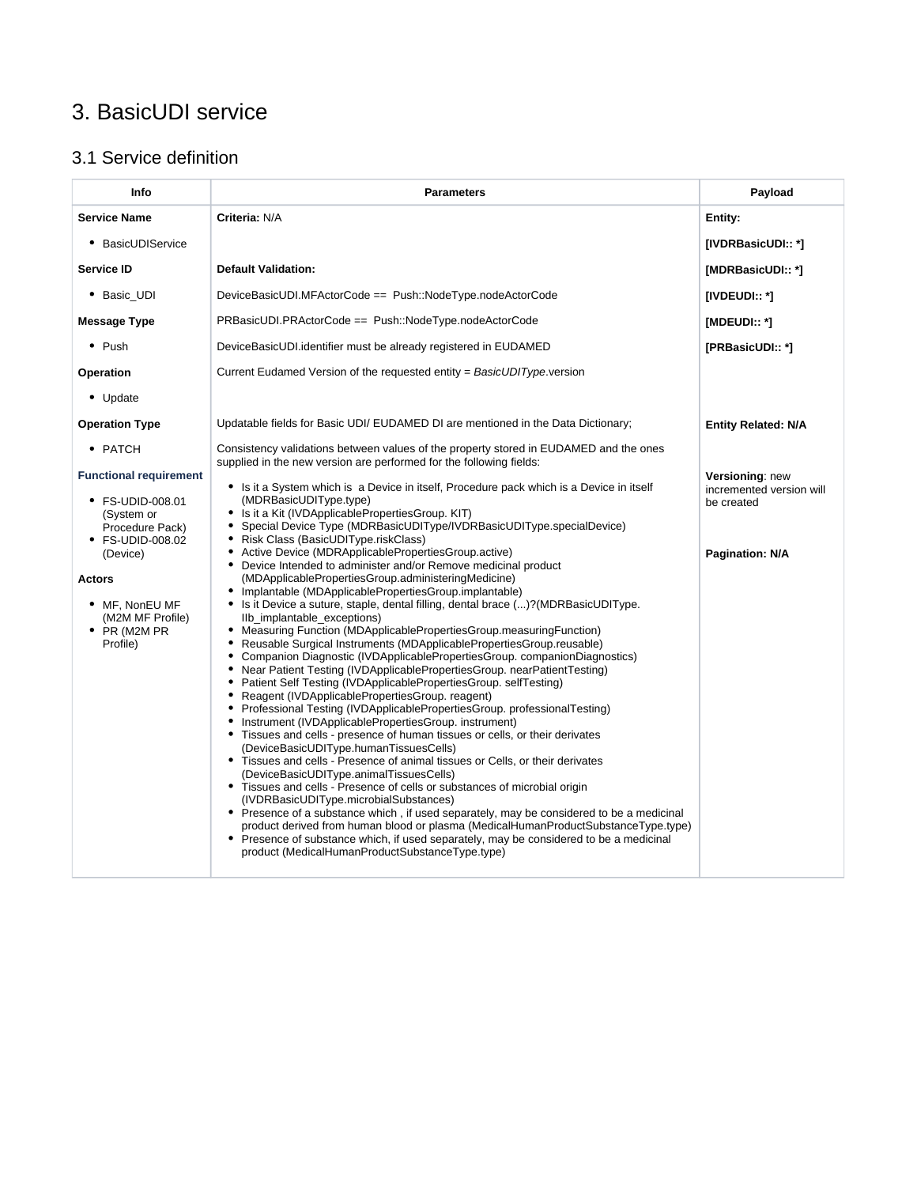# 3. BasicUDI service

## 3.1 Service definition

| Info | Parameters | Payload |
|---|---|---|
| **Service Name**<br>• BasicUDIService<br>**Service ID**<br>• Basic_UDI<br>**Message Type**<br>• Push<br>**Operation**<br>• Update<br>**Operation Type**<br>• PATCH<br>**Functional requirement**<br>• FS-UDID-008.01 (System or Procedure Pack)<br>• FS-UDID-008.02 (Device)<br>**Actors**<br>• MF, NonEU MF (M2M MF Profile)<br>• PR (M2M PR Profile) | **Criteria:** N/A<br><br>**Default Validation:**<br>DeviceBasicUDI.MFActorCode == Push::NodeType.nodeActorCode<br>PRBasicUDI.PRActorCode == Push::NodeType.nodeActorCode<br>DeviceBasicUDI.identifier must be already registered in EUDAMED<br>Current Eudamed Version of the requested entity = *BasicUDIType*.version<br><br>Updatable fields for Basic UDI/ EUDAMED DI are mentioned in the Data Dictionary;<br>Consistency validations between values of the property stored in EUDAMED and the ones supplied in the new version are performed for the following fields:<br>• Is it a System which is a Device in itself, Procedure pack which is a Device in itself (MDRBasicUDIType.type)<br>• Is it a Kit (IVDApplicablePropertiesGroup. KIT)<br>• Special Device Type (MDRBasicUDIType/IVDRBasicUDIType.specialDevice)<br>• Risk Class (BasicUDIType.riskClass)<br>• Active Device (MDRApplicablePropertiesGroup.active)<br>• Device Intended to administer and/or Remove medicinal product (MDApplicablePropertiesGroup.administeringMedicine)<br>• Implantable (MDApplicablePropertiesGroup.implantable)<br>• Is it Device a suture, staple, dental filling, dental brace (...)?(MDRBasicUDIType. IIb_implantable_exceptions)<br>• Measuring Function (MDApplicablePropertiesGroup.measuringFunction)<br>• Reusable Surgical Instruments (MDApplicablePropertiesGroup.reusable)<br>• Companion Diagnostic (IVDApplicablePropertiesGroup. companionDiagnostics)<br>• Near Patient Testing (IVDApplicablePropertiesGroup. nearPatientTesting)<br>• Patient Self Testing (IVDApplicablePropertiesGroup. selfTesting)<br>• Reagent (IVDApplicablePropertiesGroup. reagent)<br>• Professional Testing (IVDApplicablePropertiesGroup. professionalTesting)<br>• Instrument (IVDApplicablePropertiesGroup. instrument)<br>• Tissues and cells - presence of human tissues or cells, or their derivates (DeviceBasicUDIType.humanTissuesCells)<br>• Tissues and cells - Presence of animal tissues or Cells, or their derivates (DeviceBasicUDIType.animalTissuesCells)<br>• Tissues and cells - Presence of cells or substances of microbial origin (IVDRBasicUDIType.microbialSubstances)<br>• Presence of a substance which , if used separately, may be considered to be a medicinal product derived from human blood or plasma (MedicalHumanProductSubstanceType.type)<br>• Presence of substance which, if used separately, may be considered to be a medicinal product (MedicalHumanProductSubstanceType.type) | **Entity:**<br>**[IVDRBasicUDI:: *]**<br>**[MDRBasicUDI:: *]**<br>**[IVDEUDI:: *]**<br>**[MDEUDI:: *]**<br>**[PRBasicUDI:: *]**<br><br>**Entity Related: N/A**<br><br>**Versioning**: new incremented version will be created<br><br>**Pagination: N/A** |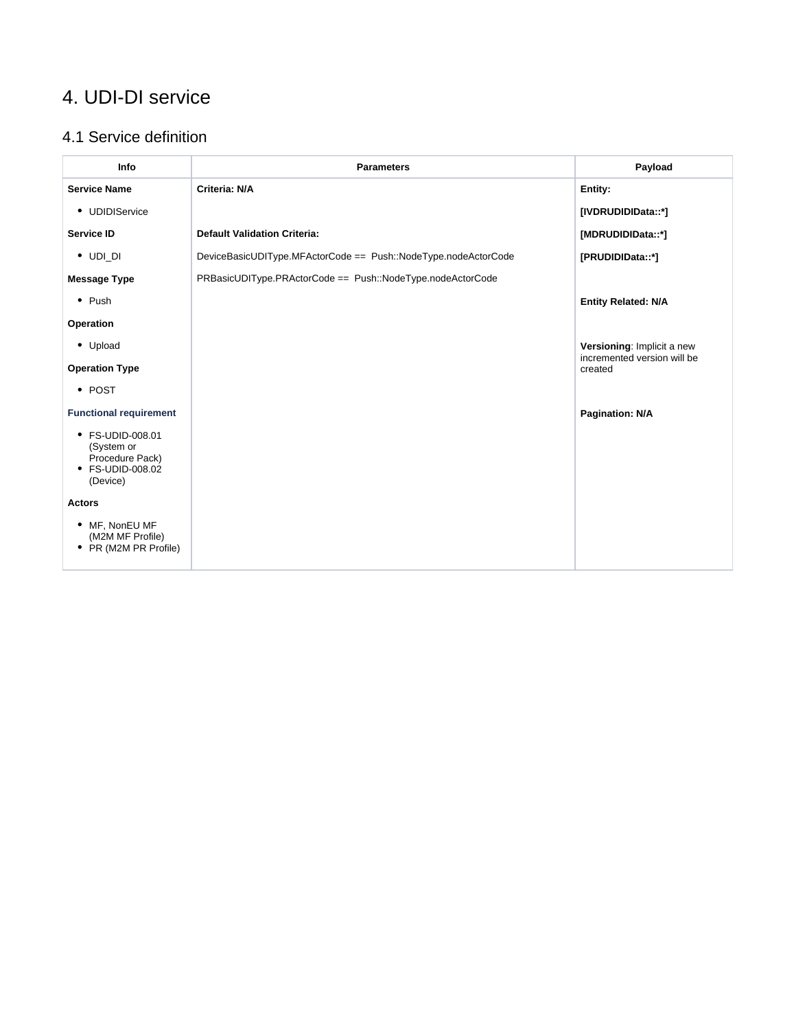# 4. UDI-DI service

## 4.1 Service definition

| Info | Parameters | Payload |
|---|---|---|
| **Service Name**<br>• UDIDIService<br>**Service ID**<br>• UDI_DI<br>**Message Type**<br>• Push<br>**Operation**<br>• Upload<br>**Operation Type**<br>• POST<br>**Functional requirement**<br>• FS-UDID-008.01 (System or Procedure Pack)<br>• FS-UDID-008.02 (Device)<br>**Actors**<br>• MF, NonEU MF (M2M MF Profile)<br>• PR (M2M PR Profile) | **Criteria: N/A**<br><br>**Default Validation Criteria:**<br>DeviceBasicUDIType.MFActorCode == Push::NodeType.nodeActorCode<br>PRBasicUDIType.PRActorCode == Push::NodeType.nodeActorCode | **Entity:**<br>**[IVDRUDIDIData::*]**<br>**[MDRUDIDIData::*]**<br>**[PRUDIDIData::*]**<br><br>**Entity Related: N/A**<br><br>**Versioning**: Implicit a new incremented version will be created<br><br>**Pagination: N/A** |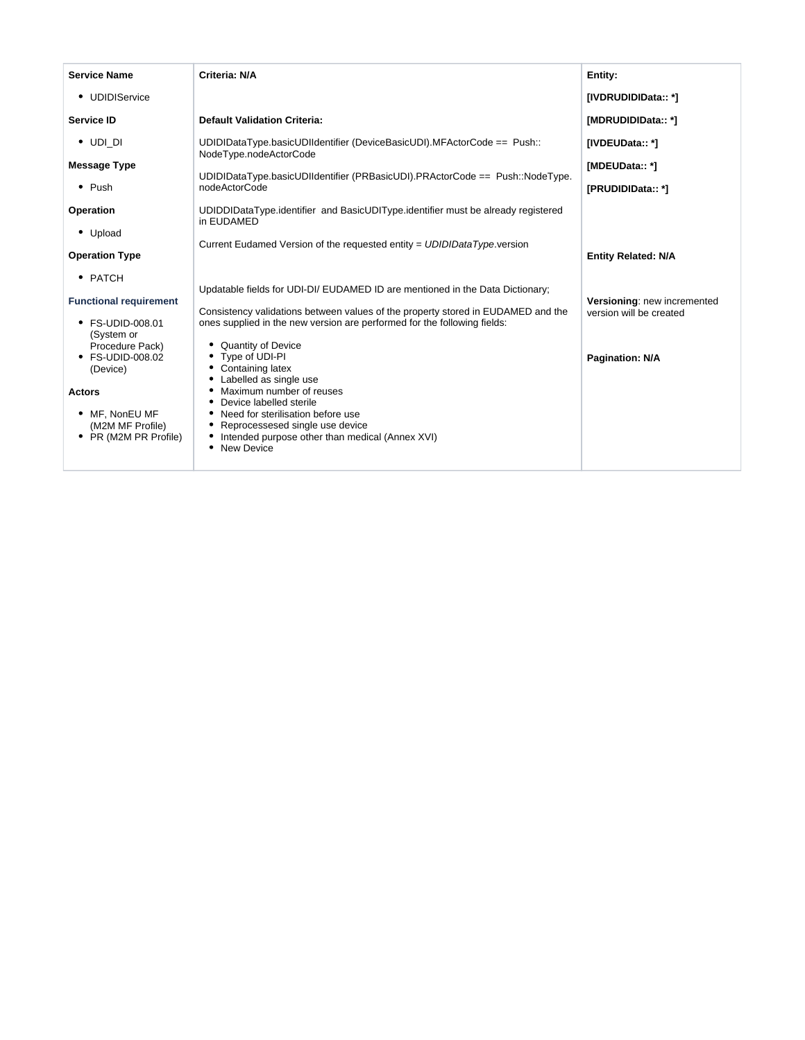| Service Name<br><br>- UDIDIService<br><br>Service ID<br><br>- UDI_DI<br><br>Message Type<br><br>- Push<br><br>Operation<br><br>- Upload<br><br>Operation Type<br><br>- PATCH<br><br>Functional requirement<br><br>- FS-UDID-008.01 (System or Procedure Pack)<br>- FS-UDID-008.02 (Device)<br><br>Actors<br><br>- MF, NonEU MF (M2M MF Profile)<br>- PR (M2M PR Profile) | **Criteria: N/A**<br><br>**Default Validation Criteria:**<br><br>UDIDIDataType.basicUDIIdentifier (DeviceBasicUDI).MFActorCode == Push::NodeType.nodeActorCode<br><br>UDIDIDataType.basicUDIIdentifier (PRBasicUDI).PRActorCode == Push::NodeType.nodeActorCode<br><br>UDIDDIDataType.identifier and BasicUDIType.identifier must be already registered in EUDAMED<br><br>Current Eudamed Version of the requested entity = *UDIDIDataType*.version<br><br>Updatable fields for UDI-DI/ EUDAMED ID are mentioned in the Data Dictionary;<br><br>Consistency validations between values of the property stored in EUDAMED and the ones supplied in the new version are performed for the following fields:<br><br>- Quantity of Device<br>- Type of UDI-PI<br>- Containing latex<br>- Labelled as single use<br>- Maximum number of reuses<br>- Device labelled sterile<br>- Need for sterilisation before use<br>- Reprocessesed single use device<br>- Intended purpose other than medical (Annex XVI)<br>- New Device | **Entity:**<br><br>**[IVDRUDIDIData:: *]**<br><br>**[MDRUDIDIData:: *]**<br><br>**[IVDEUData:: *]**<br><br>**[MDEUData:: *]**<br><br>**[PRUDIDIData:: *]**<br><br>**Entity Related: N/A**<br><br>**Versioning**: new incremented version will be created<br><br>**Pagination: N/A** |
|---|---|---|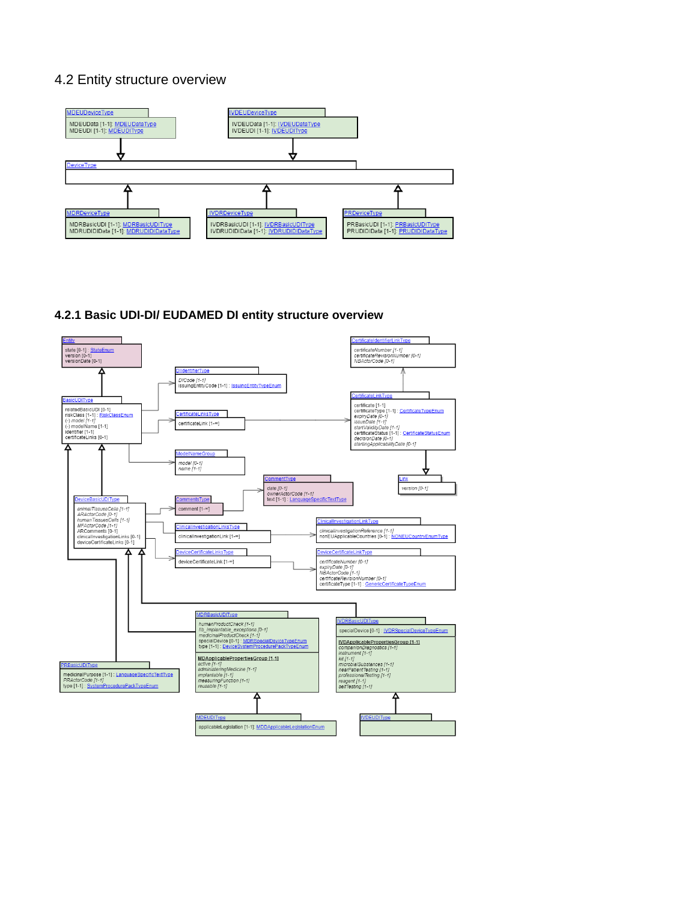## 4.2 Entity structure overview

MDEUDeviceType
MDEUData [1-1]: MDEUDataType
MDEUDI [1-1]: MDEUDIType

IVDEUDeviceType
IVDEUData [1-1]: IVDEUDataType
IVDEUDI [1-1]: IVDEUDIType

DeviceType

MDRDeviceType
MDRBasicUDI [1-1]: MDRBasicUDIType
MDRUDIDIData [1-1]: MDRUDIDIDataType

IVDRDeviceType
IVDRBasicUDI [1-1]: IVDRBasicUDIType
IVDRUDIDIData [1-1]: IVDRUDIDIDataType

PRDeviceType
PRBasicUDI [1-1]: PRBasicUDIType
PRUDIDIData [1-1]: PRUDIDIDataType

### 4.2.1 Basic UDI-DI/ EUDAMED DI entity structure overview

Entity
state [0-1] : StateEnum
version [0-1]
versionDate [0-1]

DIIdentifierType
DICode [1-1]
issuingEntityCode [1-1] : IssuingEntityTypeEnum

CertificateIdentifierLinkType
certificateNumber [1-1]
certificateRevisionNumber [0-1]
NBActorCode [0-1]

BasicUDIType
relatedBasicUDI [0-1]
riskClass [1-1] : RiskClassEnum
(-) model [1-1]
(-) modelName [1-1]
identifier [1-1]
certificateLinks [0-1]

CertificateLinksType
certificateLink [1-∞]

CertificateLinkType
certificate [1-1]
certificateType [1-1] : CertificateTypeEnum
expiryDate [0-1]
issueDate [1-1]
startValidityDate [1-1]
certificateStatus [1-1] : CertificateStatusEnum
decisionDate [0-1]
startingApplicabilityDate [0-1]

ModelNameGroup
model [0-1]
name [1-1]

Link
version [0-1]

CommentType
date [0-1]
ownerActorCode [1-1]
text [1-1] : LanguageSpecificTextType

DeviceBasicUDIType
animalTissuesCells [1-1]
ARActorCode [0-1]
humanTissuesCells [1-1]
MFActorCode [1-1]
ARComments [0-1]
clinicalInvestigationLinks [0-1]
deviceCertificateLinks [0-1]

CommentsType
comment [1-∞]

ClinicalInvestigationLinksType
clinicalInvestigationLink [1-∞]

ClinicalInvestigationLinkType
clinicalInvestigationReference [1-1]
nonEUApplicableCountries [0-1] : NONEUCountryEnumType

DeviceCertificateLinksType
deviceCertificateLink [1-∞]

DeviceCertificateLinkType
certificateNumber [0-1]
expiryDate [0-1]
NBActorCode [1-1]
certificateRevisionNumber [0-1]
certificateType [1-1] : GenericCertificateTypeEnum

MDRBasicUDIType
humanProductCheck [1-1]
IIb_implantable_exceptions [0-1]
medicinalProductCheck [1-1]
specialDevice [0-1] : MDRSpecialDeviceTypeEnum
type [1-1] : DeviceSystemProcedurePackTypeEnum
**MDApplicablePropertiesGroup [1-1]**
active [1-1]
administeringMedicine [1-1]
implantable [1-1]
measuringFunction [1-1]
reusable [1-1]

IVDRBasicUDIType
specialDevice [0-1] : IVDRSpecialDeviceTypeEnum
**IVDApplicablePropertiesGroup [1-1]**
companionDiagnostics [1-1]
instrument [1-1]
kit [1-1]
microbialSubstances [1-1]
nearPatientTesting [1-1]
professionalTesting [1-1]
reagent [1-1]
selfTesting [1-1]

PRBasicUDIType
medicinalPurpose [1-1] : LanguageSpecificTextType
PRActorCode [1-1]
type [1-1] : SystemProcedurePackTypeEnum

MDEUDIType
applicableLegislation [1-1]: MDDApplicableLegislationEnum

IVDEUDIType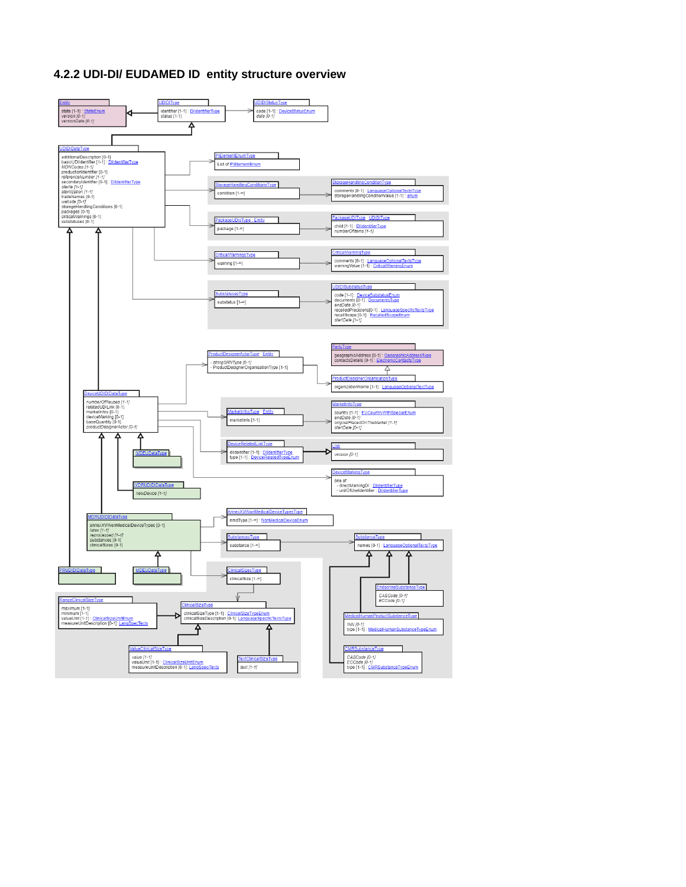### 4.2.2 UDI-DI/ EUDAMED ID entity structure overview

**Entity**
- state [1-1] : StateEnum
- *version [0-1]*
- *versionDate [0-1]*

**UDIDIType**
- identifier [1-1] : DIIdentifierType
- status [1-1]

**UDIDIStatusType**
- code [1-1] : DeviceStatusEnum
- *date [0-1]*

**UDIDIDataType**
- additionalDescription [0-1]
- basicUDIIdentifier [1-1] : DIIdentifierType
- *MDNCodes [1-1]*
- productionIdentifier [0-1]
- *referenceNumber [1-1]*
- secondaryIdentifier [0-1] : DIIdentifierType
- *sterile [1-1]*
- *sterilization [1-1]*
- tradeNames [0-1]
- website [0-1]
- storageHandlingConditions [0-1]
- packages [0-1]
- criticalWarnings [0-1]
- substatuses [0-1]

**PIElementEnumType**
- List of PIElementEnum

**StorageHandlingConditionsType**
- condition [1-∞]

**StorageHandlingConditionType**
- comments [0-1] : LanguageOptionalTextsType
- storageHandlingConditionValue [1-1] : enum

**PackageUDIsType : Entity**
- package [1-∞]

**PackageUDIType : UDIDIType**
- child [1-1] : DIIdentifierType
- *numberOfItems [1-1]*

**CriticalWarningsType**
- warning [1-∞]

**CriticalWarningType**
- comments [0-1] : LanguageOptionalTextsType
- warningValue [1-1] : CriticalWarningEnum

**SubstatusesType**
- substatus [1-∞]

**UDIDISubstatusType**
- code [1-1] : DeviceSubstatusEnum
- documents [0-1] : DocumentsType
- *endDate [0-1]*
- recalledPrecisions[0-1] : LanguageSpecificTextsType
- recallScope [0-1] : RecalledScopeEnum
- *startDate [1-1]*

**PartyType**
- geographicAddress [0-1] : GeographicAddressType
- contactsDetails [0-1] : ElectronicContactsType

**ProductDesignerActorType : Entity**
- *stringSRNType [0-1]*
- ProductDesignerOrganisationType [1-1]

**ProductDesignerOrganisationType**
- organizationName [1-1] : LanguageOptionalTextType

**DeviceUDIDIDataType**
- *numberOfReuses [1-1]*
- relatedUDILink [0-1]
- marketInfos [0-1]
- deviceMarking [0-1]
- baseQuantity [0-1]
- *productDesignerActor [0-1]*

**MarketInfosType : Entity**
- marketInfo [1-1]

**MarketInfoType**
- country [1-1] : EUCountryWithSpecialEnum
- *endDate [0-1]*
- *originalPlacedOnTheMarket [1-1]*
- *startDate [0-1]*

**DeviceRelatedLinkType**
- diIdentifier [1-1] : DIIdentifierType
- type [1-1] : DeviceRelatedTypeEnum

**Link**
- *version [0-1]*

**DeviceMarkingType**
- one of:
  - directMarkingDI : DIIdentifierType
  - unitOfUseIdentifier : DIIdentifierType

**IVDEUDataType**

**IVDRUDIDIDataType**
- *newDevice [1-1]*

**MDRUDIDIDataType**
- annexXVINonMedicalDeviceTypes [0-1]
- *latex [1-1]*
- *reprocessed [1-1]*
- substances [0-1]
- clinicalSizes [0-1]

**AnnexXVINonMedicalDeviceTypesType**
- nmdType [1-∞] : NonMedicalDeviceEnum

**SubstancesType**
- substance [1-∞]

**SubstanceType**
- names [0-1] : LanguageOptionalTextsType

**PRUDIDIDataType**

**MDEUDataType**

**ClinicalSizesType**
- clinicalSize [1-∞]

**EndocrineSubstanceType**
- *CASCode [0-1]*
- *ECCode [0-1]*

**MedicalHumanProductSubstanceType**
- *INN [0-1]*
- type [1-1] : MedicalHumanSubstanceTypeEnum

**CMRSubstanceType**
- *CASCode [0-1]*
- *ECCode [0-1]*
- type [1-1] : CMRSubstanceTypeEnum

**RangeClinicalSizeType**
- maximum [1-1]
- minimum [1-1]
- valueUnit [1-1] : ClinicalSizeUnitEnum
- measureUnitDescription [0-1] : LangSpecTexts

**ClinicalSizeType**
- clinicalSizeType [1-1] : ClinicalSizeTypeEnum
- clinicalSizeDescription [0-1] : LanguageSpecificTextsType

**ValueClinicalSizeType**
- *value [1-1]*
- valueUnit [1-1] : ClinicalSizeUnitEnum
- measureUnitDescription [0-1]: LangSpecTexts

**TextClinicalSizeType**
- *text [1-1]*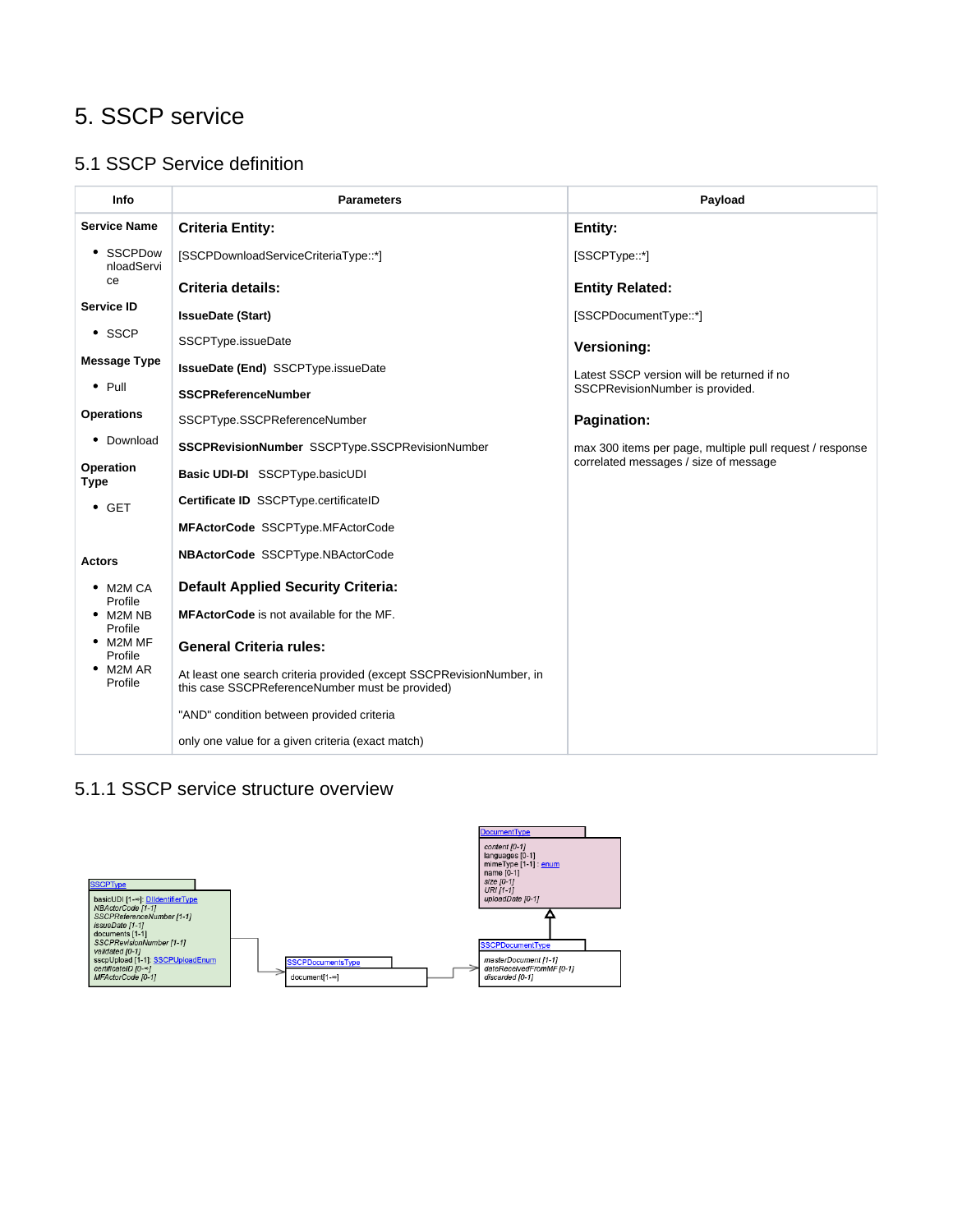# 5. SSCP service

## 5.1 SSCP Service definition

| Info | Parameters | Payload |
|---|---|---|
| **Service Name**<br>• SSCPDownloadService<br>**Service ID**<br>• SSCP<br>**Message Type**<br>• Pull<br>**Operations**<br>• Download<br>**Operation Type**<br>• GET<br>**Actors**<br>• M2M CA Profile<br>• M2M NB Profile<br>• M2M MF Profile<br>• M2M AR Profile | **Criteria Entity:**<br>[SSCPDownloadServiceCriteriaType::*]<br>**Criteria details:**<br>**IssueDate (Start)**<br>SSCPType.issueDate<br>**IssueDate (End)** SSCPType.issueDate<br>**SSCPReferenceNumber**<br>SSCPType.SSCPReferenceNumber<br>**SSCPRevisionNumber** SSCPType.SSCPRevisionNumber<br>**Basic UDI-DI** SSCPType.basicUDI<br>**Certificate ID** SSCPType.certificateID<br>**MFActorCode** SSCPType.MFActorCode<br>**NBActorCode** SSCPType.NBActorCode<br>**Default Applied Security Criteria:**<br>**MFActorCode** is not available for the MF.<br>**General Criteria rules:**<br>At least one search criteria provided (except SSCPRevisionNumber, in this case SSCPReferenceNumber must be provided)<br>"AND" condition between provided criteria<br>only one value for a given criteria (exact match) | **Entity:**<br>[SSCPType::*]<br>**Entity Related:**<br>[SSCPDocumentType::*]<br>**Versioning:**<br>Latest SSCP version will be returned if no SSCPRevisionNumber is provided.<br>**Pagination:**<br>max 300 items per page, multiple pull request / response correlated messages / size of message |

### 5.1.1 SSCP service structure overview

SSCPType
basicUDI [1-∞]: DIIdentifierType
NBActorCode [1-1]
SSCPReferenceNumber [1-1]
issueDate [1-1]
documents [1-1]
SSCPRevisionNumber [1-1]
validated [0-1]
sscpUpload [1-1]: SSCPUploadEnum
certificateID [0-∞]
MFActorCode [0-1]

SSCPDocumentsType
document[1-∞]

DocumentType
content [0-1]
languages [0-1]
mimeType [1-1] : enum
name [0-1]
size [0-1]
URI [1-1]
uploadDate [0-1]

SSCPDocumentType
masterDocument [1-1]
dateReceivedFromMF [0-1]
discarded [0-1]